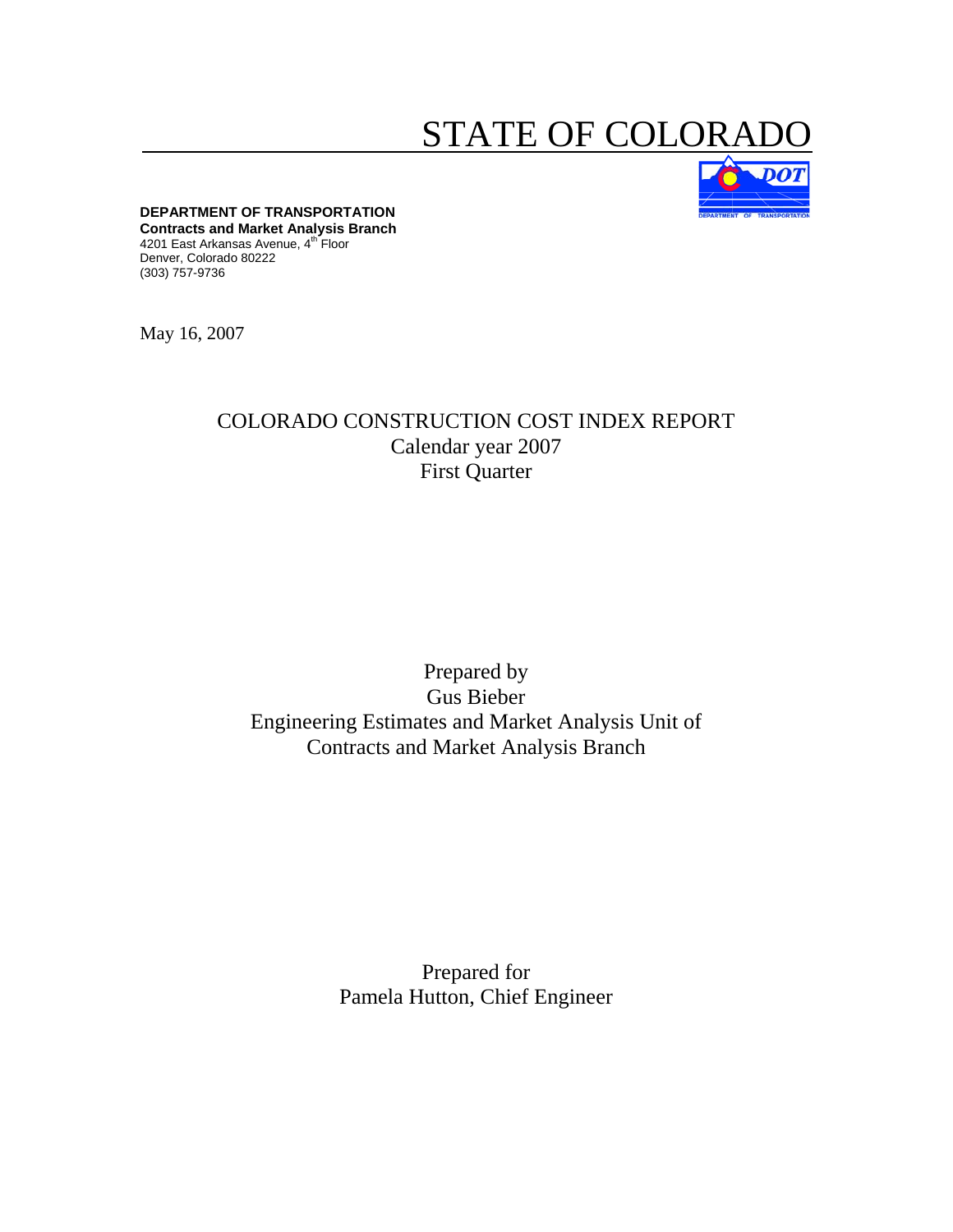# STATE OF COLORADO

**DEPARTMENT OF TRANSPORTATION**
**Contracts and Market Analysis Branch**
4201 East Arkansas Avenue, 4th Floor
Denver, Colorado 80222
(303) 757-9736

May 16, 2007

## COLORADO CONSTRUCTION COST INDEX REPORT
Calendar year 2007
First Quarter

Prepared by
Gus Bieber
Engineering Estimates and Market Analysis Unit of
Contracts and Market Analysis Branch

Prepared for
Pamela Hutton, Chief Engineer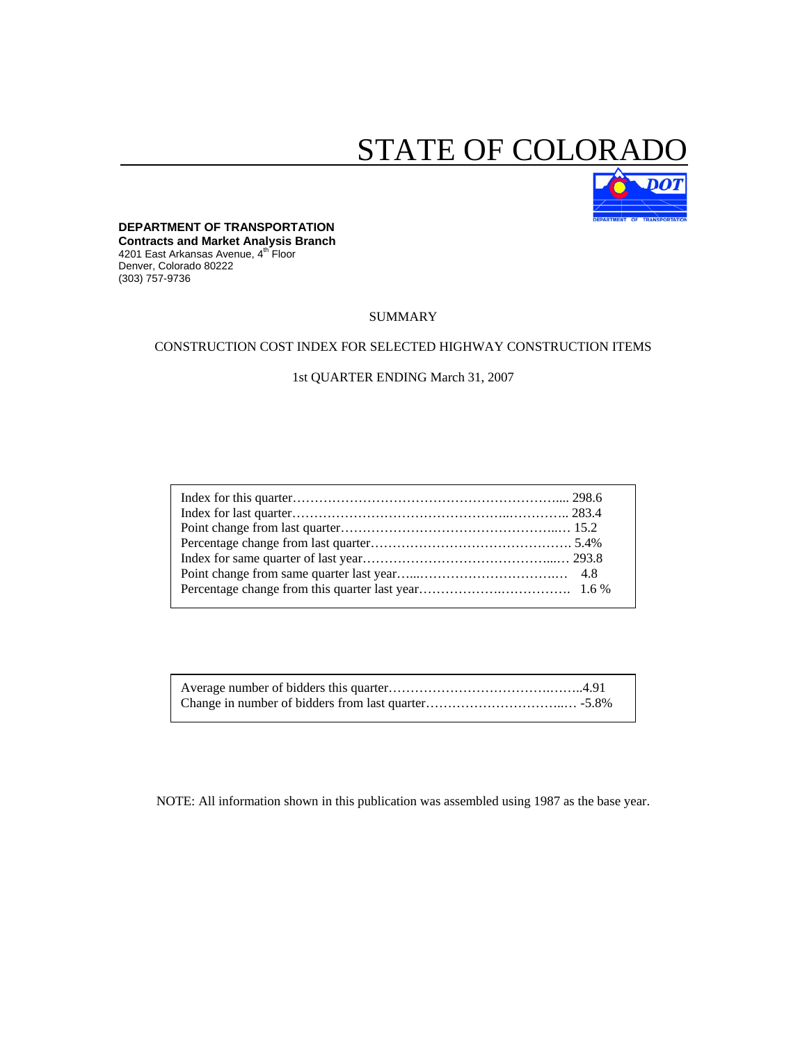# STATE OF COLORADO

**DEPARTMENT OF TRANSPORTATION**
**Contracts and Market Analysis Branch**
4201 East Arkansas Avenue, 4th Floor
Denver, Colorado 80222
(303) 757-9736

SUMMARY

CONSTRUCTION COST INDEX FOR SELECTED HIGHWAY CONSTRUCTION ITEMS

1st QUARTER ENDING March 31, 2007

| | |
|---|---|
| Index for this quarter | 298.6 |
| Index for last quarter | 283.4 |
| Point change from last quarter | 15.2 |
| Percentage change from last quarter | 5.4% |
| Index for same quarter of last year | 293.8 |
| Point change from same quarter last year | 4.8 |
| Percentage change from this quarter last year | 1.6 % |

| | |
|---|---|
| Average number of bidders this quarter | 4.91 |
| Change in number of bidders from last quarter | -5.8% |

NOTE: All information shown in this publication was assembled using 1987 as the base year.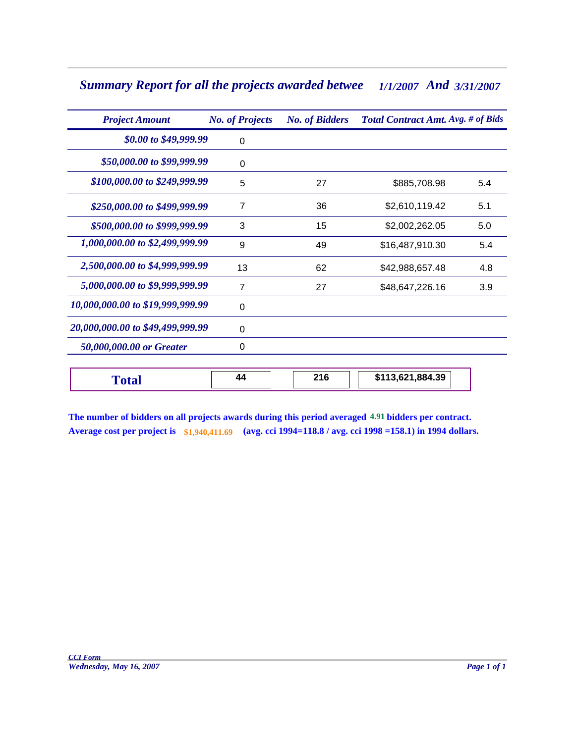## *Summary Report for all the projects awarded betwee 1/1/2007 And 3/31/2007*

| *Project Amount* | *No. of Projects* | *No. of Bidders* | *Total Contract Amt.* | *Avg. # of Bids* |
|---|---|---|---|---|
| *$0.00 to $49,999.99* | 0 | | | |
| *$50,000.00 to $99,999.99* | 0 | | | |
| *$100,000.00 to $249,999.99* | 5 | 27 | $885,708.98 | 5.4 |
| *$250,000.00 to $499,999.99* | 7 | 36 | $2,610,119.42 | 5.1 |
| *$500,000.00 to $999,999.99* | 3 | 15 | $2,002,262.05 | 5.0 |
| *1,000,000.00 to $2,499,999.99* | 9 | 49 | $16,487,910.30 | 5.4 |
| *2,500,000.00 to $4,999,999.99* | 13 | 62 | $42,988,657.48 | 4.8 |
| *5,000,000.00 to $9,999,999.99* | 7 | 27 | $48,647,226.16 | 3.9 |
| *10,000,000.00 to $19,999,999.99* | 0 | | | |
| *20,000,000.00 to $49,499,999.99* | 0 | | | |
| *50,000,000.00 or Greater* | 0 | | | |
| **Total** | **44** | **216** | **$113,621,884.39** | |

**The number of bidders on all projects awards during this period averaged 4.91 bidders per contract.**
**Average cost per project is $1,940,411.69 (avg. cci 1994=118.8 / avg. cci 1998 =158.1) in 1994 dollars.**

*CCI Form*
*Wednesday, May 16, 2007*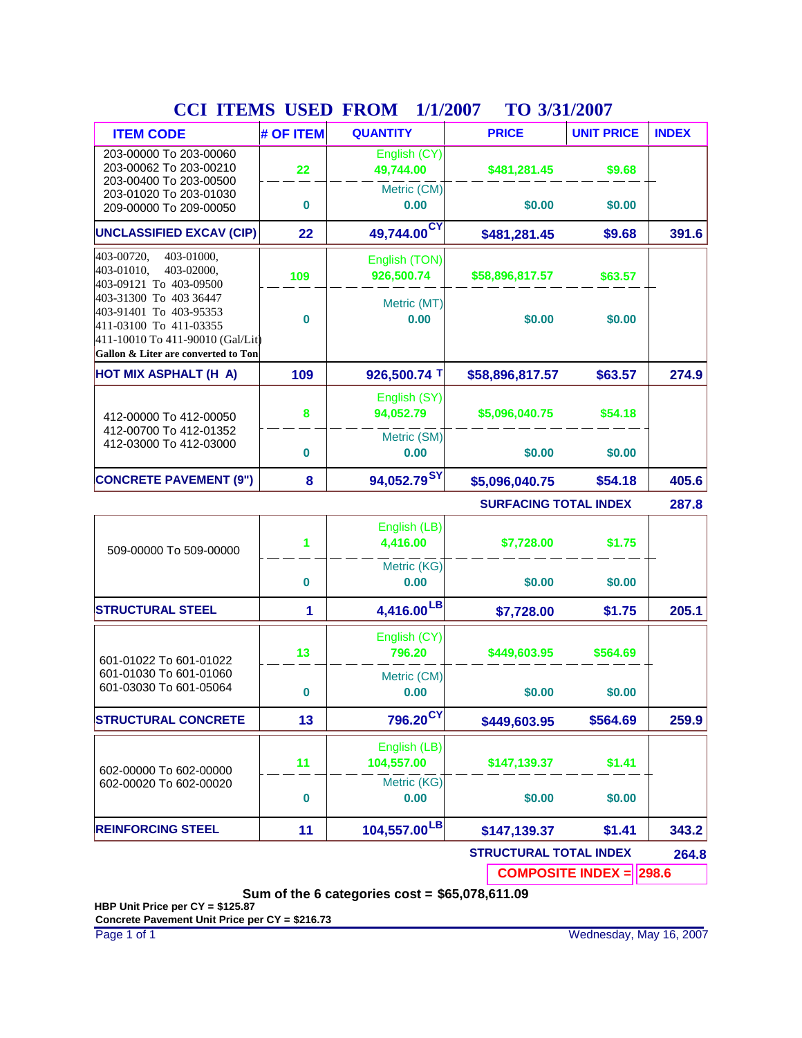# CCI ITEMS USED FROM 1/1/2007 TO 3/31/2007

| ITEM CODE | # OF ITEM | QUANTITY | PRICE | UNIT PRICE | INDEX |
|---|---|---|---|---|---|
| 203-00000 To 203-00060<br>203-00062 To 203-00210<br>203-00400 To 203-00500<br>203-01020 To 203-01030<br>209-00000 To 209-00050 | 22 | English (CY)<br>49,744.00 | $481,281.45 | $9.68 | |
| | 0 | Metric (CM)<br>0.00 | $0.00 | $0.00 | |
| **UNCLASSIFIED EXCAV (CIP)** | 22 | 49,744.00 CY | $481,281.45 | $9.68 | 391.6 |
| 403-00720, 403-01000,<br>403-01010, 403-02000,<br>403-09121 To 403-09500<br>403-31300 To 403 36447<br>403-91401 To 403-95353<br>411-03100 To 411-03355<br>411-10010 To 411-90010 (Gal/Lit)<br>Gallon & Liter are converted to Ton | 109 | English (TON)<br>926,500.74 | $58,896,817.57 | $63.57 | |
| | 0 | Metric (MT)<br>0.00 | $0.00 | $0.00 | |
| **HOT MIX ASPHALT (H A)** | 109 | 926,500.74 T | $58,896,817.57 | $63.57 | 274.9 |
| 412-00000 To 412-00050<br>412-00700 To 412-01352<br>412-03000 To 412-03000 | 8 | English (SY)<br>94,052.79 | $5,096,040.75 | $54.18 | |
| | 0 | Metric (SM)<br>0.00 | $0.00 | $0.00 | |
| **CONCRETE PAVEMENT (9")** | 8 | 94,052.79 SY | $5,096,040.75 | $54.18 | 405.6 |
| | | | **SURFACING TOTAL INDEX** | | 287.8 |
| 509-00000 To 509-00000 | 1 | English (LB)<br>4,416.00 | $7,728.00 | $1.75 | |
| | 0 | Metric (KG)<br>0.00 | $0.00 | $0.00 | |
| **STRUCTURAL STEEL** | 1 | 4,416.00 LB | $7,728.00 | $1.75 | 205.1 |
| 601-01022 To 601-01022<br>601-01030 To 601-01060<br>601-03030 To 601-05064 | 13 | English (CY)<br>796.20 | $449,603.95 | $564.69 | |
| | 0 | Metric (CM)<br>0.00 | $0.00 | $0.00 | |
| **STRUCTURAL CONCRETE** | 13 | 796.20 CY | $449,603.95 | $564.69 | 259.9 |
| 602-00000 To 602-00000<br>602-00020 To 602-00020 | 11 | English (LB)<br>104,557.00 | $147,139.37 | $1.41 | |
| | 0 | Metric (KG)<br>0.00 | $0.00 | $0.00 | |
| **REINFORCING STEEL** | 11 | 104,557.00 LB | $147,139.37 | $1.41 | 343.2 |
| | | | **STRUCTURAL TOTAL INDEX** | | 264.8 |
| | | | **COMPOSITE INDEX =** | | 298.6 |

**Sum of the 6 categories cost = $65,078,611.09**

**HBP Unit Price per CY = $125.87**

**Concrete Pavement Unit Price per CY = $216.73**

Wednesday, May 16, 2007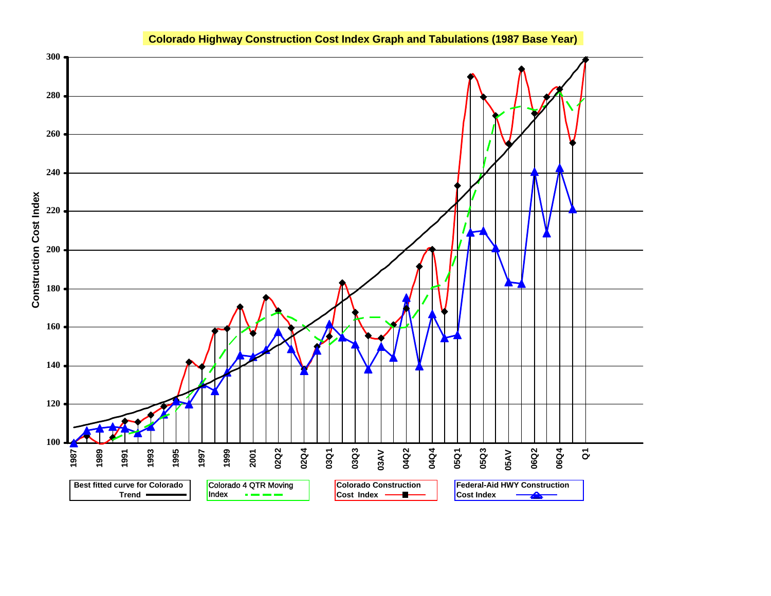## Colorado Highway Construction Cost Index Graph and Tabulations (1987 Base Year)

Construction Cost Index

300
280
260
240
220
200
180
160
140
120
100

1987 1989 1991 1993 1995 1997 1999 2001 02Q2 02Q4 03Q1 03Q3 03AV 04Q2 04Q4 05Q1 05Q3 05AV 06Q2 06Q4 Q1

Best fitted curve for Colorado Trend

Colorado 4 QTR Moving Index

Colorado Construction Cost Index

Federal-Aid HWY Construction Cost Index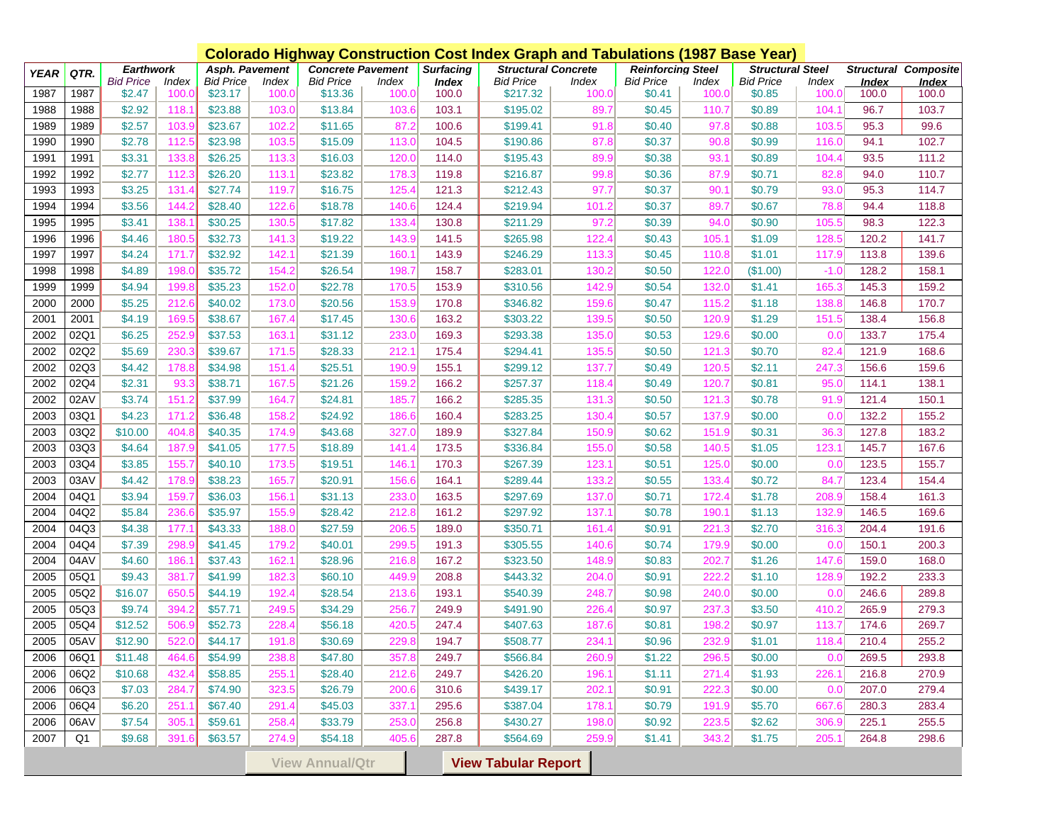# Colorado Highway Construction Cost Index Graph and Tabulations (1987 Base Year)

| YEAR | QTR. | Earthwork | | Asph. Pavement | | Concrete Pavement | | Surfacing | Structural Concrete | | Reinforcing Steel | | Structural Steel | | Structural | Composite |
|---|---|---|---|---|---|---|---|---|---|---|---|---|---|---|---|---|
| | | Bid Price | Index | Bid Price | Index | Bid Price | Index | Index | Bid Price | Index | Bid Price | Index | Bid Price | Index | Index | Index |
| 1987 | 1987 | $2.47 | 100.0 | $23.17 | 100.0 | $13.36 | 100.0 | 100.0 | $217.32 | 100.0 | $0.41 | 100.0 | $0.85 | 100.0 | 100.0 | 100.0 |
| 1988 | 1988 | $2.92 | 118.1 | $23.88 | 103.0 | $13.84 | 103.6 | 103.1 | $195.02 | 89.7 | $0.45 | 110.7 | $0.89 | 104.1 | 96.7 | 103.7 |
| 1989 | 1989 | $2.57 | 103.9 | $23.67 | 102.2 | $11.65 | 87.2 | 100.6 | $199.41 | 91.8 | $0.40 | 97.8 | $0.88 | 103.5 | 95.3 | 99.6 |
| 1990 | 1990 | $2.78 | 112.5 | $23.98 | 103.5 | $15.09 | 113.0 | 104.5 | $190.86 | 87.8 | $0.37 | 90.8 | $0.99 | 116.0 | 94.1 | 102.7 |
| 1991 | 1991 | $3.31 | 133.8 | $26.25 | 113.3 | $16.03 | 120.0 | 114.0 | $195.43 | 89.9 | $0.38 | 93.1 | $0.89 | 104.4 | 93.5 | 111.2 |
| 1992 | 1992 | $2.77 | 112.3 | $26.20 | 113.1 | $23.82 | 178.3 | 119.8 | $216.87 | 99.8 | $0.36 | 87.9 | $0.71 | 82.8 | 94.0 | 110.7 |
| 1993 | 1993 | $3.25 | 131.4 | $27.74 | 119.7 | $16.75 | 125.4 | 121.3 | $212.43 | 97.7 | $0.37 | 90.1 | $0.79 | 93.0 | 95.3 | 114.7 |
| 1994 | 1994 | $3.56 | 144.2 | $28.40 | 122.6 | $18.78 | 140.6 | 124.4 | $219.94 | 101.2 | $0.37 | 89.7 | $0.67 | 78.8 | 94.4 | 118.8 |
| 1995 | 1995 | $3.41 | 138.1 | $30.25 | 130.5 | $17.82 | 133.4 | 130.8 | $211.29 | 97.2 | $0.39 | 94.0 | $0.90 | 105.5 | 98.3 | 122.3 |
| 1996 | 1996 | $4.46 | 180.5 | $32.73 | 141.3 | $19.22 | 143.9 | 141.5 | $265.98 | 122.4 | $0.43 | 105.1 | $1.09 | 128.5 | 120.2 | 141.7 |
| 1997 | 1997 | $4.24 | 171.7 | $32.92 | 142.1 | $21.39 | 160.1 | 143.9 | $246.29 | 113.3 | $0.45 | 110.8 | $1.01 | 117.9 | 113.8 | 139.6 |
| 1998 | 1998 | $4.89 | 198.0 | $35.72 | 154.2 | $26.54 | 198.7 | 158.7 | $283.01 | 130.2 | $0.50 | 122.0 | ($1.00) | -1.0 | 128.2 | 158.1 |
| 1999 | 1999 | $4.94 | 199.8 | $35.23 | 152.0 | $22.78 | 170.5 | 153.9 | $310.56 | 142.9 | $0.54 | 132.0 | $1.41 | 165.3 | 145.3 | 159.2 |
| 2000 | 2000 | $5.25 | 212.6 | $40.02 | 173.0 | $20.56 | 153.9 | 170.8 | $346.82 | 159.6 | $0.47 | 115.2 | $1.18 | 138.8 | 146.8 | 170.7 |
| 2001 | 2001 | $4.19 | 169.5 | $38.67 | 167.4 | $17.45 | 130.6 | 163.2 | $303.22 | 139.5 | $0.50 | 120.9 | $1.29 | 151.5 | 138.4 | 156.8 |
| 2002 | 02Q1 | $6.25 | 252.9 | $37.53 | 163.1 | $31.12 | 233.0 | 169.3 | $293.38 | 135.0 | $0.53 | 129.6 | $0.00 | 0.0 | 133.7 | 175.4 |
| 2002 | 02Q2 | $5.69 | 230.3 | $39.67 | 171.5 | $28.33 | 212.1 | 175.4 | $294.41 | 135.5 | $0.50 | 121.3 | $0.70 | 82.4 | 121.9 | 168.6 |
| 2002 | 02Q3 | $4.42 | 178.8 | $34.98 | 151.4 | $25.51 | 190.9 | 155.1 | $299.12 | 137.7 | $0.49 | 120.5 | $2.11 | 247.3 | 156.6 | 159.6 |
| 2002 | 02Q4 | $2.31 | 93.3 | $38.71 | 167.5 | $21.26 | 159.2 | 166.2 | $257.37 | 118.4 | $0.49 | 120.7 | $0.81 | 95.0 | 114.1 | 138.1 |
| 2002 | 02AV | $3.74 | 151.2 | $37.99 | 164.7 | $24.81 | 185.7 | 166.2 | $285.35 | 131.3 | $0.50 | 121.3 | $0.78 | 91.9 | 121.4 | 150.1 |
| 2003 | 03Q1 | $4.23 | 171.2 | $36.48 | 158.2 | $24.92 | 186.6 | 160.4 | $283.25 | 130.4 | $0.57 | 137.9 | $0.00 | 0.0 | 132.2 | 155.2 |
| 2003 | 03Q2 | $10.00 | 404.8 | $40.35 | 174.9 | $43.68 | 327.0 | 189.9 | $327.84 | 150.9 | $0.62 | 151.9 | $0.31 | 36.3 | 127.8 | 183.2 |
| 2003 | 03Q3 | $4.64 | 187.9 | $41.05 | 177.5 | $18.89 | 141.4 | 173.5 | $336.84 | 155.0 | $0.58 | 140.5 | $1.05 | 123.1 | 145.7 | 167.6 |
| 2003 | 03Q4 | $3.85 | 155.7 | $40.10 | 173.5 | $19.51 | 146.1 | 170.3 | $267.39 | 123.1 | $0.51 | 125.0 | $0.00 | 0.0 | 123.5 | 155.7 |
| 2003 | 03AV | $4.42 | 178.9 | $38.23 | 165.7 | $20.91 | 156.6 | 164.1 | $289.44 | 133.2 | $0.55 | 133.4 | $0.72 | 84.7 | 123.4 | 154.4 |
| 2004 | 04Q1 | $3.94 | 159.7 | $36.03 | 156.1 | $31.13 | 233.0 | 163.5 | $297.69 | 137.0 | $0.71 | 172.4 | $1.78 | 208.9 | 158.4 | 161.3 |
| 2004 | 04Q2 | $5.84 | 236.6 | $35.97 | 155.9 | $28.42 | 212.8 | 161.2 | $297.92 | 137.1 | $0.78 | 190.1 | $1.13 | 132.9 | 146.5 | 169.6 |
| 2004 | 04Q3 | $4.38 | 177.1 | $43.33 | 188.0 | $27.59 | 206.5 | 189.0 | $350.71 | 161.4 | $0.91 | 221.3 | $2.70 | 316.3 | 204.4 | 191.6 |
| 2004 | 04Q4 | $7.39 | 298.9 | $41.45 | 179.2 | $40.01 | 299.5 | 191.3 | $305.55 | 140.6 | $0.74 | 179.9 | $0.00 | 0.0 | 150.1 | 200.3 |
| 2004 | 04AV | $4.60 | 186.1 | $37.43 | 162.1 | $28.96 | 216.8 | 167.2 | $323.50 | 148.9 | $0.83 | 202.7 | $1.26 | 147.6 | 159.0 | 168.0 |
| 2005 | 05Q1 | $9.43 | 381.7 | $41.99 | 182.3 | $60.10 | 449.9 | 208.8 | $443.32 | 204.0 | $0.91 | 222.2 | $1.10 | 128.9 | 192.2 | 233.3 |
| 2005 | 05Q2 | $16.07 | 650.5 | $44.19 | 192.4 | $28.54 | 213.6 | 193.1 | $540.39 | 248.7 | $0.98 | 240.0 | $0.00 | 0.0 | 246.6 | 289.8 |
| 2005 | 05Q3 | $9.74 | 394.2 | $57.71 | 249.5 | $34.29 | 256.7 | 249.9 | $491.90 | 226.4 | $0.97 | 237.3 | $3.50 | 410.2 | 265.9 | 279.3 |
| 2005 | 05Q4 | $12.52 | 506.9 | $52.73 | 228.4 | $56.18 | 420.5 | 247.4 | $407.63 | 187.6 | $0.81 | 198.2 | $0.97 | 113.7 | 174.6 | 269.7 |
| 2005 | 05AV | $12.90 | 522.0 | $44.17 | 191.8 | $30.69 | 229.8 | 194.7 | $508.77 | 234.1 | $0.96 | 232.9 | $1.01 | 118.4 | 210.4 | 255.2 |
| 2006 | 06Q1 | $11.48 | 464.6 | $54.99 | 238.8 | $47.80 | 357.8 | 249.7 | $566.84 | 260.9 | $1.22 | 296.5 | $0.00 | 0.0 | 269.5 | 293.8 |
| 2006 | 06Q2 | $10.68 | 432.4 | $58.85 | 255.1 | $28.40 | 212.6 | 249.7 | $426.20 | 196.1 | $1.11 | 271.4 | $1.93 | 226.1 | 216.8 | 270.9 |
| 2006 | 06Q3 | $7.03 | 284.7 | $74.90 | 323.5 | $26.79 | 200.6 | 310.6 | $439.17 | 202.1 | $0.91 | 222.3 | $0.00 | 0.0 | 207.0 | 279.4 |
| 2006 | 06Q4 | $6.20 | 251.1 | $67.40 | 291.4 | $45.03 | 337.1 | 295.6 | $387.04 | 178.1 | $0.79 | 191.9 | $5.70 | 667.6 | 280.3 | 283.4 |
| 2006 | 06AV | $7.54 | 305.1 | $59.61 | 258.4 | $33.79 | 253.0 | 256.8 | $430.27 | 198.0 | $0.92 | 223.5 | $2.62 | 306.9 | 225.1 | 255.5 |
| 2007 | Q1 | $9.68 | 391.6 | $63.57 | 274.9 | $54.18 | 405.6 | 287.8 | $564.69 | 259.9 | $1.41 | 343.2 | $1.75 | 205.1 | 264.8 | 298.6 |

View Annual/Qtr | View Tabular Report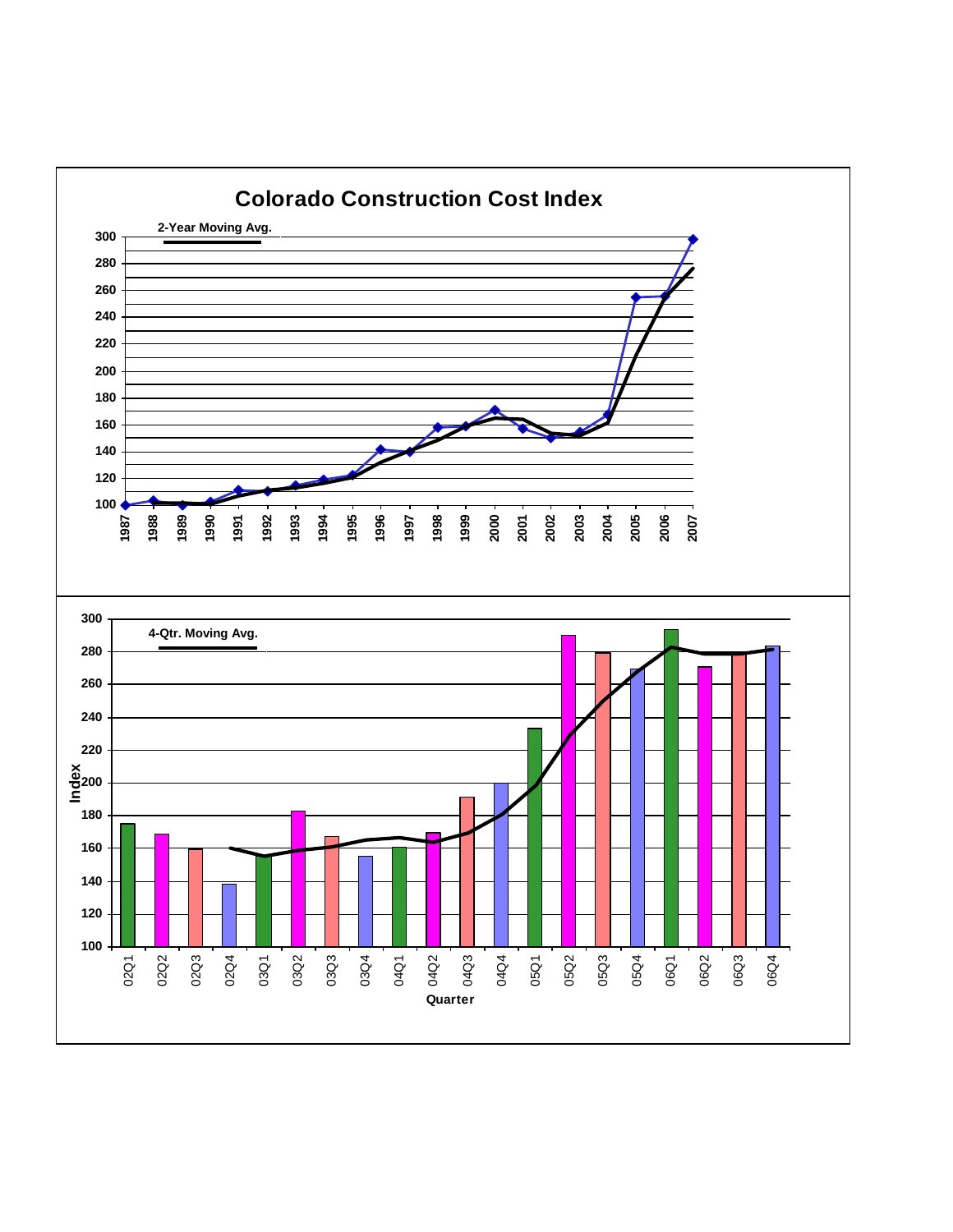# Colorado Construction Cost Index

2-Year Moving Avg.

300
280
260
240
220
200
180
160
140
120
100

1987 1988 1989 1990 1991 1992 1993 1994 1995 1996 1997 1998 1999 2000 2001 2002 2003 2004 2005 2006 2007

4-Qtr. Moving Avg.

Index

300
280
260
240
220
200
180
160
140
120
100

02Q1 02Q2 02Q3 02Q4 03Q1 03Q2 03Q3 03Q4 04Q1 04Q2 04Q3 04Q4 05Q1 05Q2 05Q3 05Q4 06Q1 06Q2 06Q3 06Q4

Quarter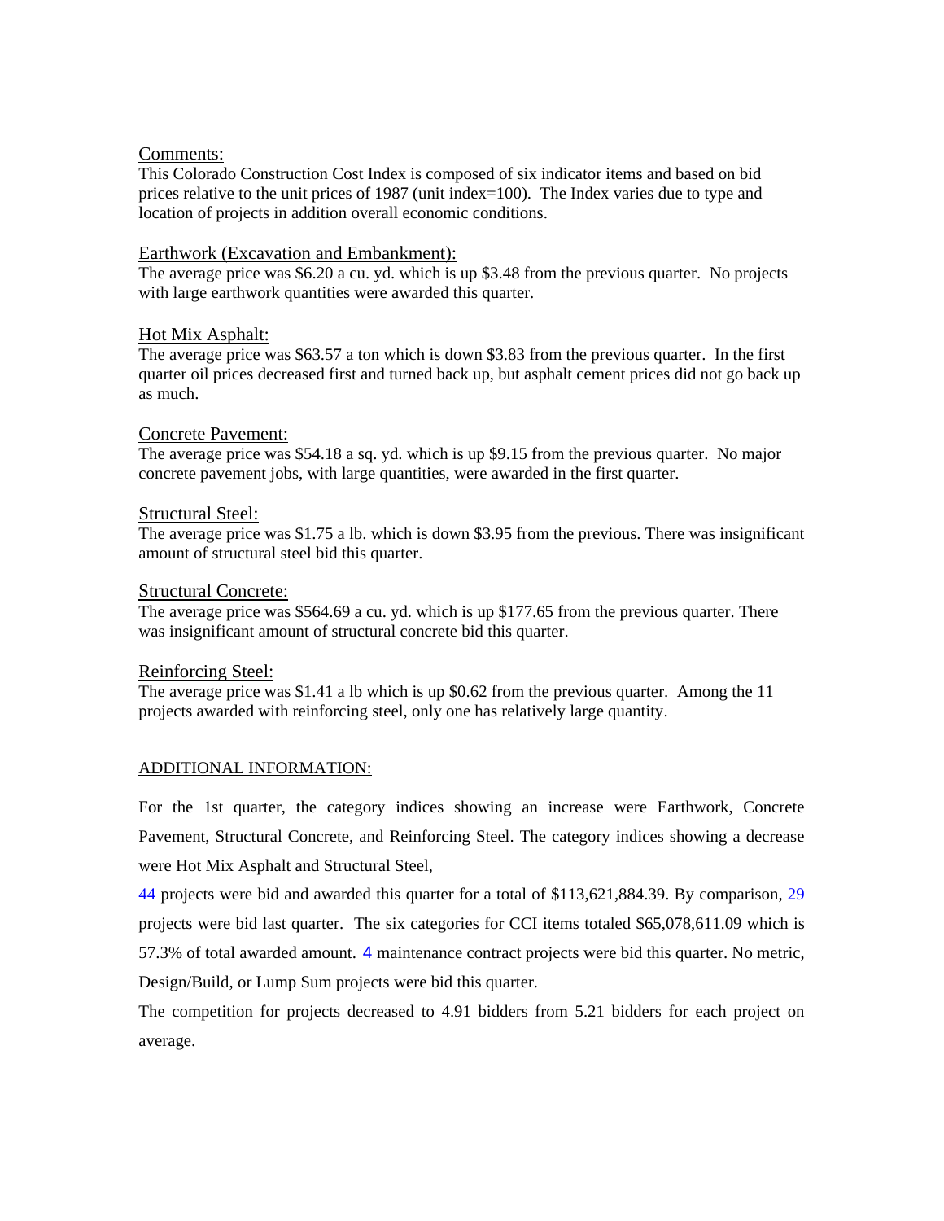## Comments:

This Colorado Construction Cost Index is composed of six indicator items and based on bid prices relative to the unit prices of 1987 (unit index=100). The Index varies due to type and location of projects in addition overall economic conditions.

### Earthwork (Excavation and Embankment):

The average price was $6.20 a cu. yd. which is up $3.48 from the previous quarter. No projects with large earthwork quantities were awarded this quarter.

### Hot Mix Asphalt:

The average price was $63.57 a ton which is down $3.83 from the previous quarter. In the first quarter oil prices decreased first and turned back up, but asphalt cement prices did not go back up as much.

### Concrete Pavement:

The average price was $54.18 a sq. yd. which is up $9.15 from the previous quarter. No major concrete pavement jobs, with large quantities, were awarded in the first quarter.

### Structural Steel:

The average price was $1.75 a lb. which is down $3.95 from the previous. There was insignificant amount of structural steel bid this quarter.

### Structural Concrete:

The average price was $564.69 a cu. yd. which is up $177.65 from the previous quarter. There was insignificant amount of structural concrete bid this quarter.

### Reinforcing Steel:

The average price was $1.41 a lb which is up $0.62 from the previous quarter. Among the 11 projects awarded with reinforcing steel, only one has relatively large quantity.

## ADDITIONAL INFORMATION:

For the 1st quarter, the category indices showing an increase were Earthwork, Concrete Pavement, Structural Concrete, and Reinforcing Steel. The category indices showing a decrease were Hot Mix Asphalt and Structural Steel,

44 projects were bid and awarded this quarter for a total of $113,621,884.39. By comparison, 29 projects were bid last quarter. The six categories for CCI items totaled $65,078,611.09 which is 57.3% of total awarded amount. 4 maintenance contract projects were bid this quarter. No metric, Design/Build, or Lump Sum projects were bid this quarter.

The competition for projects decreased to 4.91 bidders from 5.21 bidders for each project on average.